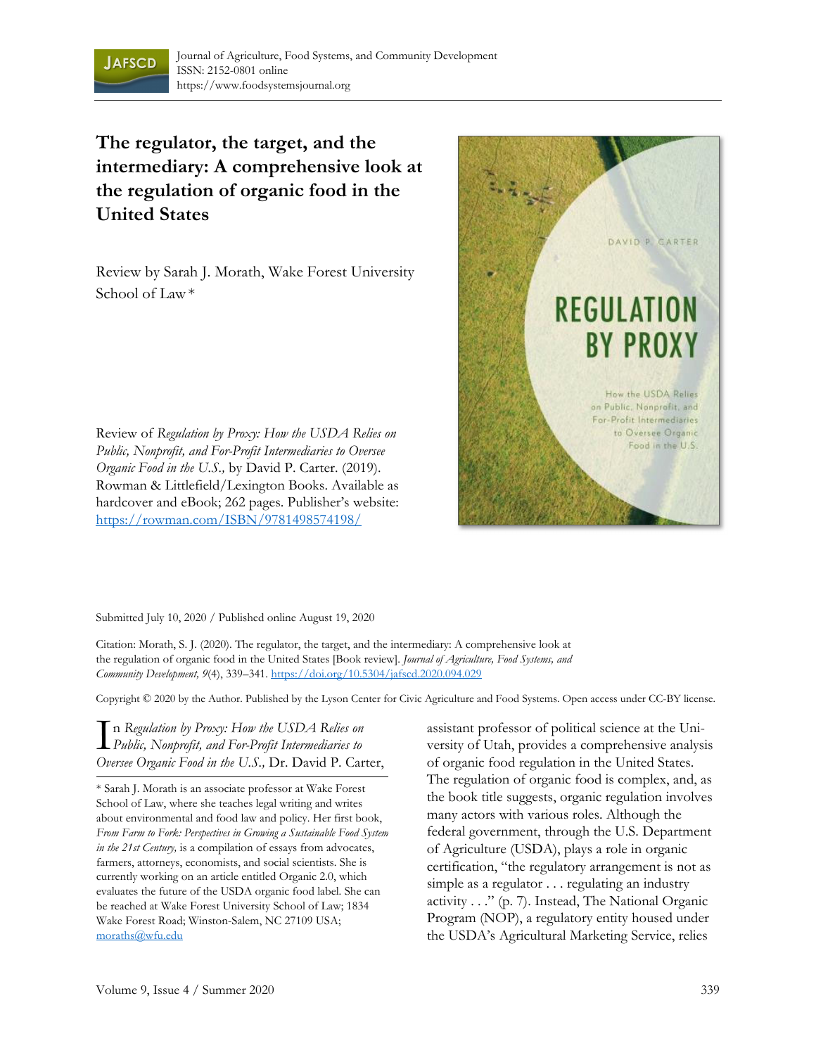# The regulator, the target, and the intermediary: A comprehensive look at the regulation of organic food in the United States

Review by Sarah J. Morath, Wake Forest University School of Law *

Review of *Regulation by Proxy: How the USDA Relies on Public, Nonprofit, and For-Profit Intermediaries to Oversee Organic Food in the U.S.,* by David P. Carter. (2019). Rowman & Littlefield/Lexington Books. Available as hardcover and eBook; 262 pages. Publisher's website: https://rowman.com/ISBN/9781498574198/

Submitted July 10, 2020 / Published online August 19, 2020

Citation: Morath, S. J. (2020). The regulator, the target, and the intermediary: A comprehensive look at the regulation of organic food in the United States [Book review]. *Journal of Agriculture, Food Systems, and Community Development, 9*(4), 339–341. https://doi.org/10.5304/jafscd.2020.094.029

Copyright © 2020 by the Author. Published by the Lyson Center for Civic Agriculture and Food Systems. Open access under CC-BY license.

In *Regulation by Proxy: How the USDA Relies on Public, Nonprofit, and For-Profit Intermediaries to Oversee Organic Food in the U.S.,* Dr. David P. Carter, assistant professor of political science at the University of Utah, provides a comprehensive analysis of organic food regulation in the United States. The regulation of organic food is complex, and, as the book title suggests, organic regulation involves many actors with various roles. Although the federal government, through the U.S. Department of Agriculture (USDA), plays a role in organic certification, "the regulatory arrangement is not as simple as a regulator . . . regulating an industry activity . . ." (p. 7). Instead, The National Organic Program (NOP), a regulatory entity housed under the USDA's Agricultural Marketing Service, relies

* Sarah J. Morath is an associate professor at Wake Forest School of Law, where she teaches legal writing and writes about environmental and food law and policy. Her first book, *From Farm to Fork: Perspectives in Growing a Sustainable Food System in the 21st Century,* is a compilation of essays from advocates, farmers, attorneys, economists, and social scientists. She is currently working on an article entitled Organic 2.0, which evaluates the future of the USDA organic food label. She can be reached at Wake Forest University School of Law; 1834 Wake Forest Road; Winston-Salem, NC 27109 USA; moraths@wfu.edu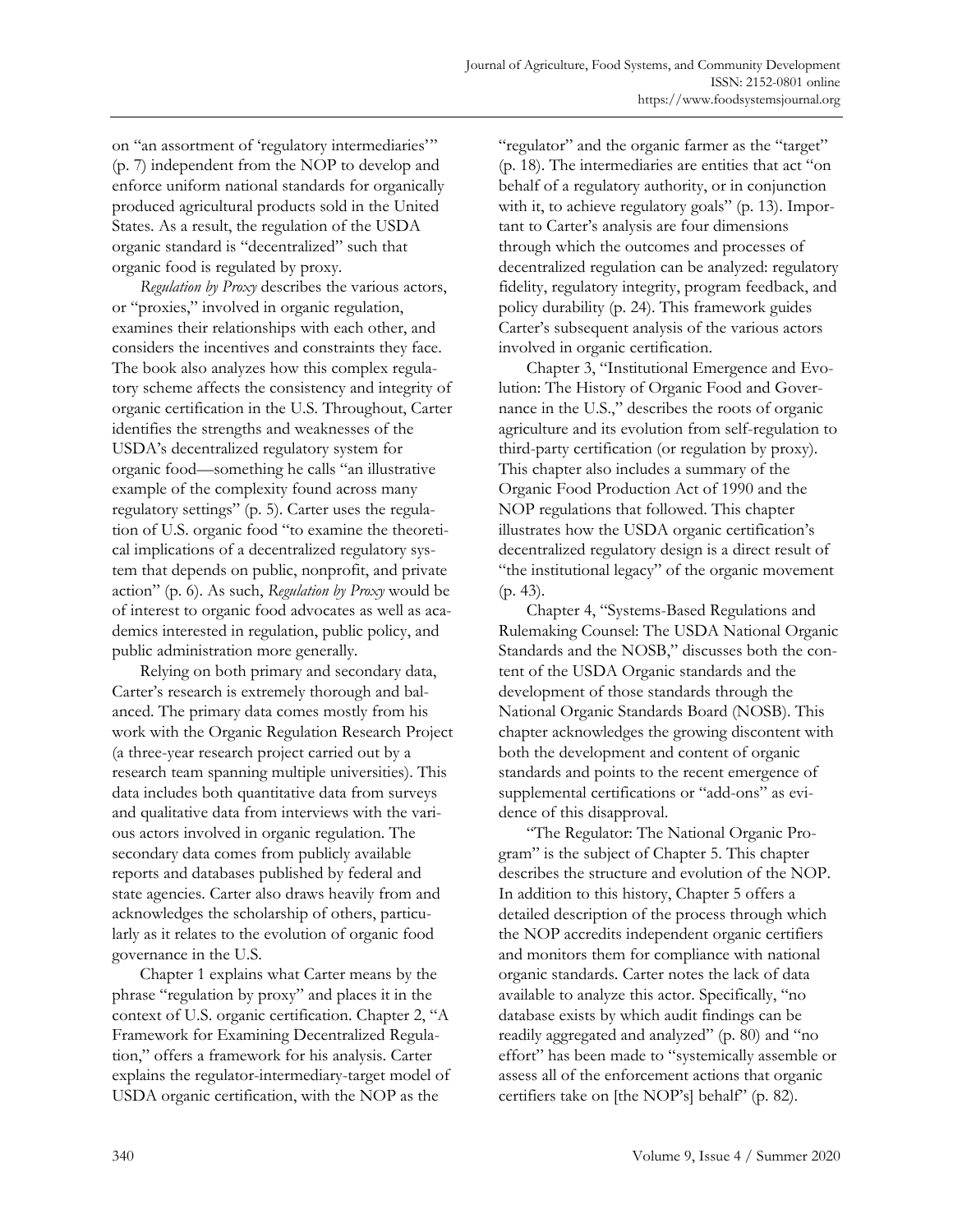on "an assortment of 'regulatory intermediaries'" (p. 7) independent from the NOP to develop and enforce uniform national standards for organically produced agricultural products sold in the United States. As a result, the regulation of the USDA organic standard is "decentralized" such that organic food is regulated by proxy.

*Regulation by Proxy* describes the various actors, or "proxies," involved in organic regulation, examines their relationships with each other, and considers the incentives and constraints they face. The book also analyzes how this complex regulatory scheme affects the consistency and integrity of organic certification in the U.S. Throughout, Carter identifies the strengths and weaknesses of the USDA's decentralized regulatory system for organic food—something he calls "an illustrative example of the complexity found across many regulatory settings" (p. 5). Carter uses the regulation of U.S. organic food "to examine the theoretical implications of a decentralized regulatory system that depends on public, nonprofit, and private action" (p. 6). As such, *Regulation by Proxy* would be of interest to organic food advocates as well as academics interested in regulation, public policy, and public administration more generally.

Relying on both primary and secondary data, Carter's research is extremely thorough and balanced. The primary data comes mostly from his work with the Organic Regulation Research Project (a three-year research project carried out by a research team spanning multiple universities). This data includes both quantitative data from surveys and qualitative data from interviews with the various actors involved in organic regulation. The secondary data comes from publicly available reports and databases published by federal and state agencies. Carter also draws heavily from and acknowledges the scholarship of others, particularly as it relates to the evolution of organic food governance in the U.S.

Chapter 1 explains what Carter means by the phrase "regulation by proxy" and places it in the context of U.S. organic certification. Chapter 2, "A Framework for Examining Decentralized Regulation," offers a framework for his analysis. Carter explains the regulator-intermediary-target model of USDA organic certification, with the NOP as the "regulator" and the organic farmer as the "target" (p. 18). The intermediaries are entities that act "on behalf of a regulatory authority, or in conjunction with it, to achieve regulatory goals" (p. 13). Important to Carter's analysis are four dimensions through which the outcomes and processes of decentralized regulation can be analyzed: regulatory fidelity, regulatory integrity, program feedback, and policy durability (p. 24). This framework guides Carter's subsequent analysis of the various actors involved in organic certification.

Chapter 3, "Institutional Emergence and Evolution: The History of Organic Food and Governance in the U.S.," describes the roots of organic agriculture and its evolution from self-regulation to third-party certification (or regulation by proxy). This chapter also includes a summary of the Organic Food Production Act of 1990 and the NOP regulations that followed. This chapter illustrates how the USDA organic certification's decentralized regulatory design is a direct result of "the institutional legacy" of the organic movement (p. 43).

Chapter 4, "Systems-Based Regulations and Rulemaking Counsel: The USDA National Organic Standards and the NOSB," discusses both the content of the USDA Organic standards and the development of those standards through the National Organic Standards Board (NOSB). This chapter acknowledges the growing discontent with both the development and content of organic standards and points to the recent emergence of supplemental certifications or "add-ons" as evidence of this disapproval.

"The Regulator: The National Organic Program" is the subject of Chapter 5. This chapter describes the structure and evolution of the NOP. In addition to this history, Chapter 5 offers a detailed description of the process through which the NOP accredits independent organic certifiers and monitors them for compliance with national organic standards. Carter notes the lack of data available to analyze this actor. Specifically, "no database exists by which audit findings can be readily aggregated and analyzed" (p. 80) and "no effort" has been made to "systemically assemble or assess all of the enforcement actions that organic certifiers take on [the NOP's] behalf" (p. 82).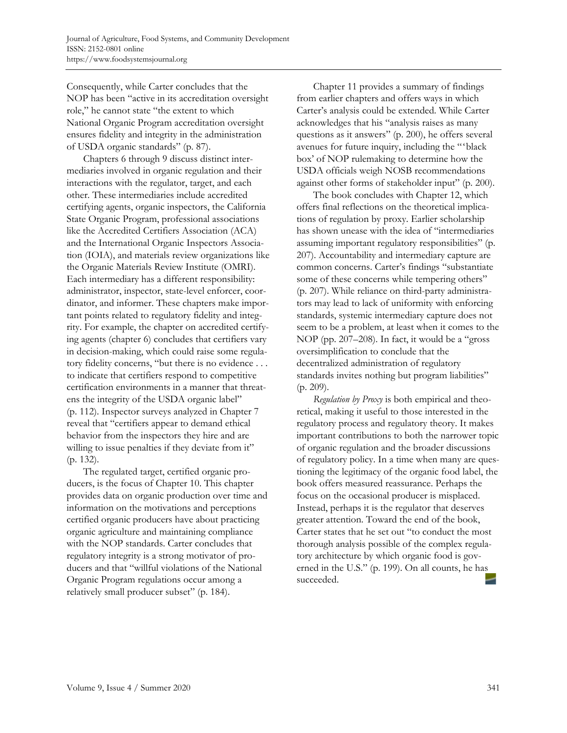Consequently, while Carter concludes that the NOP has been "active in its accreditation oversight role," he cannot state "the extent to which National Organic Program accreditation oversight ensures fidelity and integrity in the administration of USDA organic standards" (p. 87).

Chapters 6 through 9 discuss distinct intermediaries involved in organic regulation and their interactions with the regulator, target, and each other. These intermediaries include accredited certifying agents, organic inspectors, the California State Organic Program, professional associations like the Accredited Certifiers Association (ACA) and the International Organic Inspectors Association (IOIA), and materials review organizations like the Organic Materials Review Institute (OMRI). Each intermediary has a different responsibility: administrator, inspector, state-level enforcer, coordinator, and informer. These chapters make important points related to regulatory fidelity and integrity. For example, the chapter on accredited certifying agents (chapter 6) concludes that certifiers vary in decision-making, which could raise some regulatory fidelity concerns, "but there is no evidence . . . to indicate that certifiers respond to competitive certification environments in a manner that threatens the integrity of the USDA organic label" (p. 112). Inspector surveys analyzed in Chapter 7 reveal that "certifiers appear to demand ethical behavior from the inspectors they hire and are willing to issue penalties if they deviate from it" (p. 132).

The regulated target, certified organic producers, is the focus of Chapter 10. This chapter provides data on organic production over time and information on the motivations and perceptions certified organic producers have about practicing organic agriculture and maintaining compliance with the NOP standards. Carter concludes that regulatory integrity is a strong motivator of producers and that "willful violations of the National Organic Program regulations occur among a relatively small producer subset" (p. 184).

Chapter 11 provides a summary of findings from earlier chapters and offers ways in which Carter's analysis could be extended. While Carter acknowledges that his "analysis raises as many questions as it answers" (p. 200), he offers several avenues for future inquiry, including the "'black box' of NOP rulemaking to determine how the USDA officials weigh NOSB recommendations against other forms of stakeholder input" (p. 200).

The book concludes with Chapter 12, which offers final reflections on the theoretical implications of regulation by proxy. Earlier scholarship has shown unease with the idea of "intermediaries assuming important regulatory responsibilities" (p. 207). Accountability and intermediary capture are common concerns. Carter's findings "substantiate some of these concerns while tempering others" (p. 207). While reliance on third-party administrators may lead to lack of uniformity with enforcing standards, systemic intermediary capture does not seem to be a problem, at least when it comes to the NOP (pp. 207–208). In fact, it would be a "gross oversimplification to conclude that the decentralized administration of regulatory standards invites nothing but program liabilities" (p. 209).

*Regulation by Proxy* is both empirical and theoretical, making it useful to those interested in the regulatory process and regulatory theory. It makes important contributions to both the narrower topic of organic regulation and the broader discussions of regulatory policy. In a time when many are questioning the legitimacy of the organic food label, the book offers measured reassurance. Perhaps the focus on the occasional producer is misplaced. Instead, perhaps it is the regulator that deserves greater attention. Toward the end of the book, Carter states that he set out "to conduct the most thorough analysis possible of the complex regulatory architecture by which organic food is governed in the U.S." (p. 199). On all counts, he has succeeded.